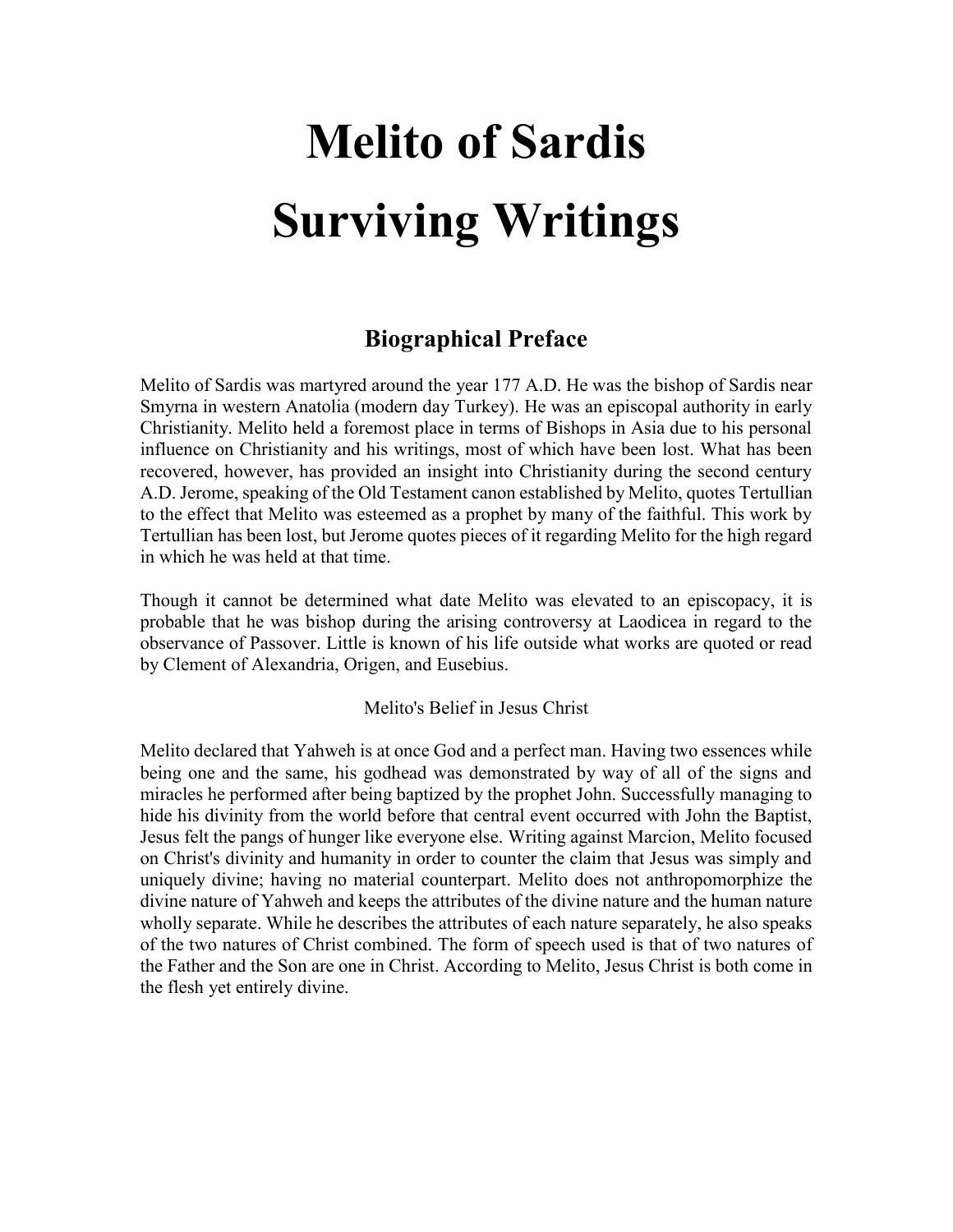# Melito of Sardis
# Surviving Writings

## Biographical Preface

Melito of Sardis was martyred around the year 177 A.D. He was the bishop of Sardis near Smyrna in western Anatolia (modern day Turkey). He was an episcopal authority in early Christianity. Melito held a foremost place in terms of Bishops in Asia due to his personal influence on Christianity and his writings, most of which have been lost. What has been recovered, however, has provided an insight into Christianity during the second century A.D. Jerome, speaking of the Old Testament canon established by Melito, quotes Tertullian to the effect that Melito was esteemed as a prophet by many of the faithful. This work by Tertullian has been lost, but Jerome quotes pieces of it regarding Melito for the high regard in which he was held at that time.

Though it cannot be determined what date Melito was elevated to an episcopacy, it is probable that he was bishop during the arising controversy at Laodicea in regard to the observance of Passover. Little is known of his life outside what works are quoted or read by Clement of Alexandria, Origen, and Eusebius.

Melito's Belief in Jesus Christ

Melito declared that Yahweh is at once God and a perfect man. Having two essences while being one and the same, his godhead was demonstrated by way of all of the signs and miracles he performed after being baptized by the prophet John. Successfully managing to hide his divinity from the world before that central event occurred with John the Baptist, Jesus felt the pangs of hunger like everyone else. Writing against Marcion, Melito focused on Christ's divinity and humanity in order to counter the claim that Jesus was simply and uniquely divine; having no material counterpart. Melito does not anthropomorphize the divine nature of Yahweh and keeps the attributes of the divine nature and the human nature wholly separate. While he describes the attributes of each nature separately, he also speaks of the two natures of Christ combined. The form of speech used is that of two natures of the Father and the Son are one in Christ. According to Melito, Jesus Christ is both come in the flesh yet entirely divine.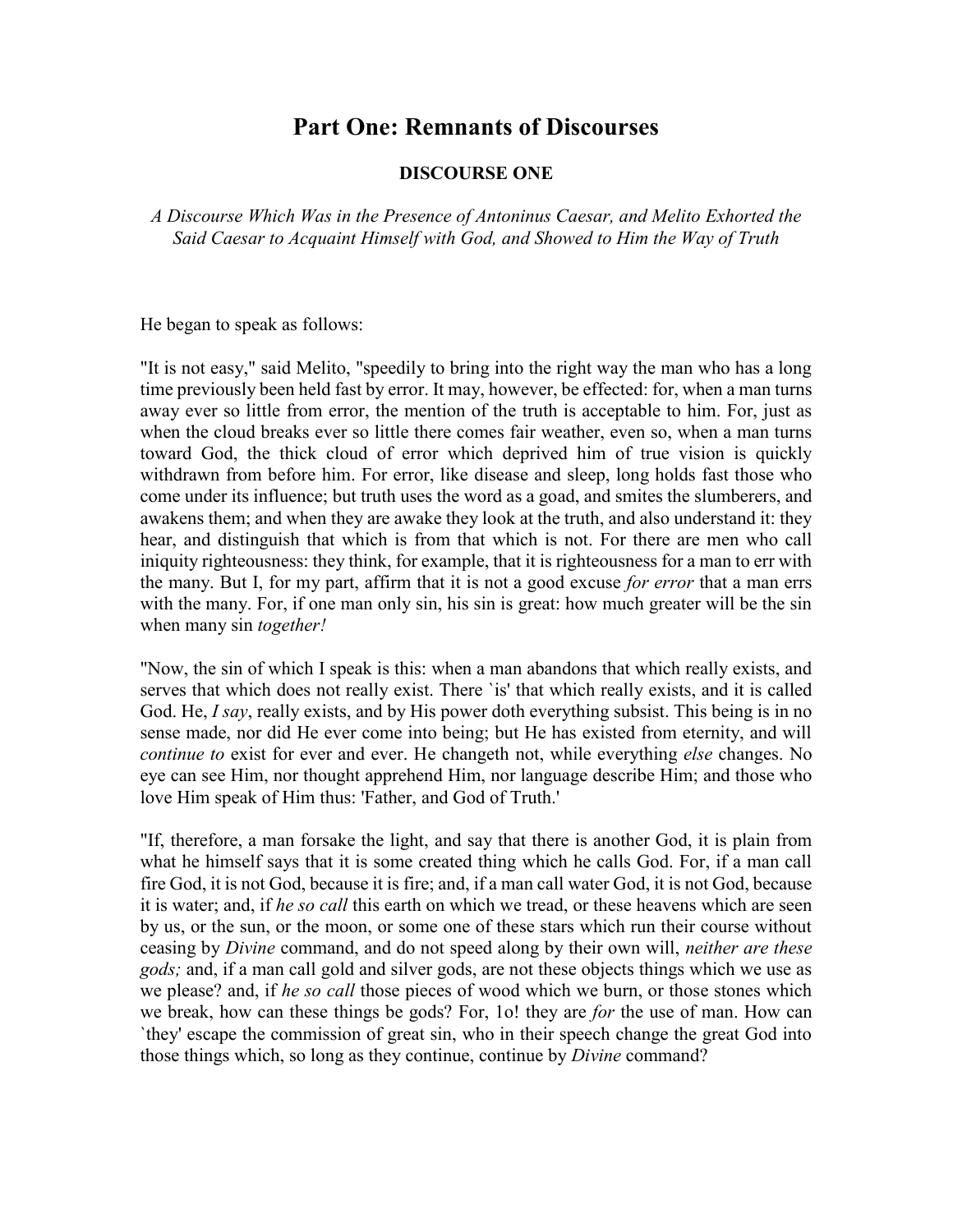# Part One: Remnants of Discourses

## DISCOURSE ONE

*A Discourse Which Was in the Presence of Antoninus Caesar, and Melito Exhorted the Said Caesar to Acquaint Himself with God, and Showed to Him the Way of Truth*

He began to speak as follows:

"It is not easy," said Melito, "speedily to bring into the right way the man who has a long time previously been held fast by error. It may, however, be effected: for, when a man turns away ever so little from error, the mention of the truth is acceptable to him. For, just as when the cloud breaks ever so little there comes fair weather, even so, when a man turns toward God, the thick cloud of error which deprived him of true vision is quickly withdrawn from before him. For error, like disease and sleep, long holds fast those who come under its influence; but truth uses the word as a goad, and smites the slumberers, and awakens them; and when they are awake they look at the truth, and also understand it: they hear, and distinguish that which is from that which is not. For there are men who call iniquity righteousness: they think, for example, that it is righteousness for a man to err with the many. But I, for my part, affirm that it is not a good excuse *for error* that a man errs with the many. For, if one man only sin, his sin is great: how much greater will be the sin when many sin *together!*

"Now, the sin of which I speak is this: when a man abandons that which really exists, and serves that which does not really exist. There `is' that which really exists, and it is called God. He, *I say*, really exists, and by His power doth everything subsist. This being is in no sense made, nor did He ever come into being; but He has existed from eternity, and will *continue to* exist for ever and ever. He changeth not, while everything *else* changes. No eye can see Him, nor thought apprehend Him, nor language describe Him; and those who love Him speak of Him thus: 'Father, and God of Truth.'

"If, therefore, a man forsake the light, and say that there is another God, it is plain from what he himself says that it is some created thing which he calls God. For, if a man call fire God, it is not God, because it is fire; and, if a man call water God, it is not God, because it is water; and, if *he so call* this earth on which we tread, or these heavens which are seen by us, or the sun, or the moon, or some one of these stars which run their course without ceasing by *Divine* command, and do not speed along by their own will, *neither are these gods;* and, if a man call gold and silver gods, are not these objects things which we use as we please? and, if *he so call* those pieces of wood which we burn, or those stones which we break, how can these things be gods? For, 1o! they are *for* the use of man. How can `they' escape the commission of great sin, who in their speech change the great God into those things which, so long as they continue, continue by *Divine* command?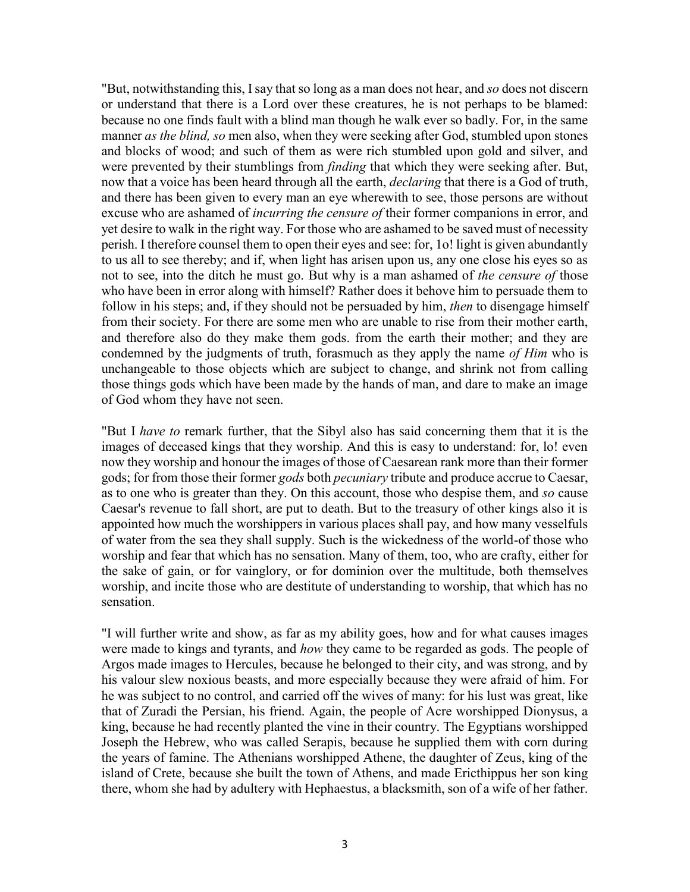"But, notwithstanding this, I say that so long as a man does not hear, and *so* does not discern or understand that there is a Lord over these creatures, he is not perhaps to be blamed: because no one finds fault with a blind man though he walk ever so badly. For, in the same manner *as the blind, so* men also, when they were seeking after God, stumbled upon stones and blocks of wood; and such of them as were rich stumbled upon gold and silver, and were prevented by their stumblings from *finding* that which they were seeking after. But, now that a voice has been heard through all the earth, *declaring* that there is a God of truth, and there has been given to every man an eye wherewith to see, those persons are without excuse who are ashamed of *incurring the censure of* their former companions in error, and yet desire to walk in the right way. For those who are ashamed to be saved must of necessity perish. I therefore counsel them to open their eyes and see: for, 1o! light is given abundantly to us all to see thereby; and if, when light has arisen upon us, any one close his eyes so as not to see, into the ditch he must go. But why is a man ashamed of *the censure of* those who have been in error along with himself? Rather does it behove him to persuade them to follow in his steps; and, if they should not be persuaded by him, *then* to disengage himself from their society. For there are some men who are unable to rise from their mother earth, and therefore also do they make them gods. from the earth their mother; and they are condemned by the judgments of truth, forasmuch as they apply the name *of Him* who is unchangeable to those objects which are subject to change, and shrink not from calling those things gods which have been made by the hands of man, and dare to make an image of God whom they have not seen.

"But I *have to* remark further, that the Sibyl also has said concerning them that it is the images of deceased kings that they worship. And this is easy to understand: for, lo! even now they worship and honour the images of those of Caesarean rank more than their former gods; for from those their former *gods* both *pecuniary* tribute and produce accrue to Caesar, as to one who is greater than they. On this account, those who despise them, and *so* cause Caesar's revenue to fall short, are put to death. But to the treasury of other kings also it is appointed how much the worshippers in various places shall pay, and how many vesselfuls of water from the sea they shall supply. Such is the wickedness of the world-of those who worship and fear that which has no sensation. Many of them, too, who are crafty, either for the sake of gain, or for vainglory, or for dominion over the multitude, both themselves worship, and incite those who are destitute of understanding to worship, that which has no sensation.

"I will further write and show, as far as my ability goes, how and for what causes images were made to kings and tyrants, and *how* they came to be regarded as gods. The people of Argos made images to Hercules, because he belonged to their city, and was strong, and by his valour slew noxious beasts, and more especially because they were afraid of him. For he was subject to no control, and carried off the wives of many: for his lust was great, like that of Zuradi the Persian, his friend. Again, the people of Acre worshipped Dionysus, a king, because he had recently planted the vine in their country. The Egyptians worshipped Joseph the Hebrew, who was called Serapis, because he supplied them with corn during the years of famine. The Athenians worshipped Athene, the daughter of Zeus, king of the island of Crete, because she built the town of Athens, and made Ericthippus her son king there, whom she had by adultery with Hephaestus, a blacksmith, son of a wife of her father.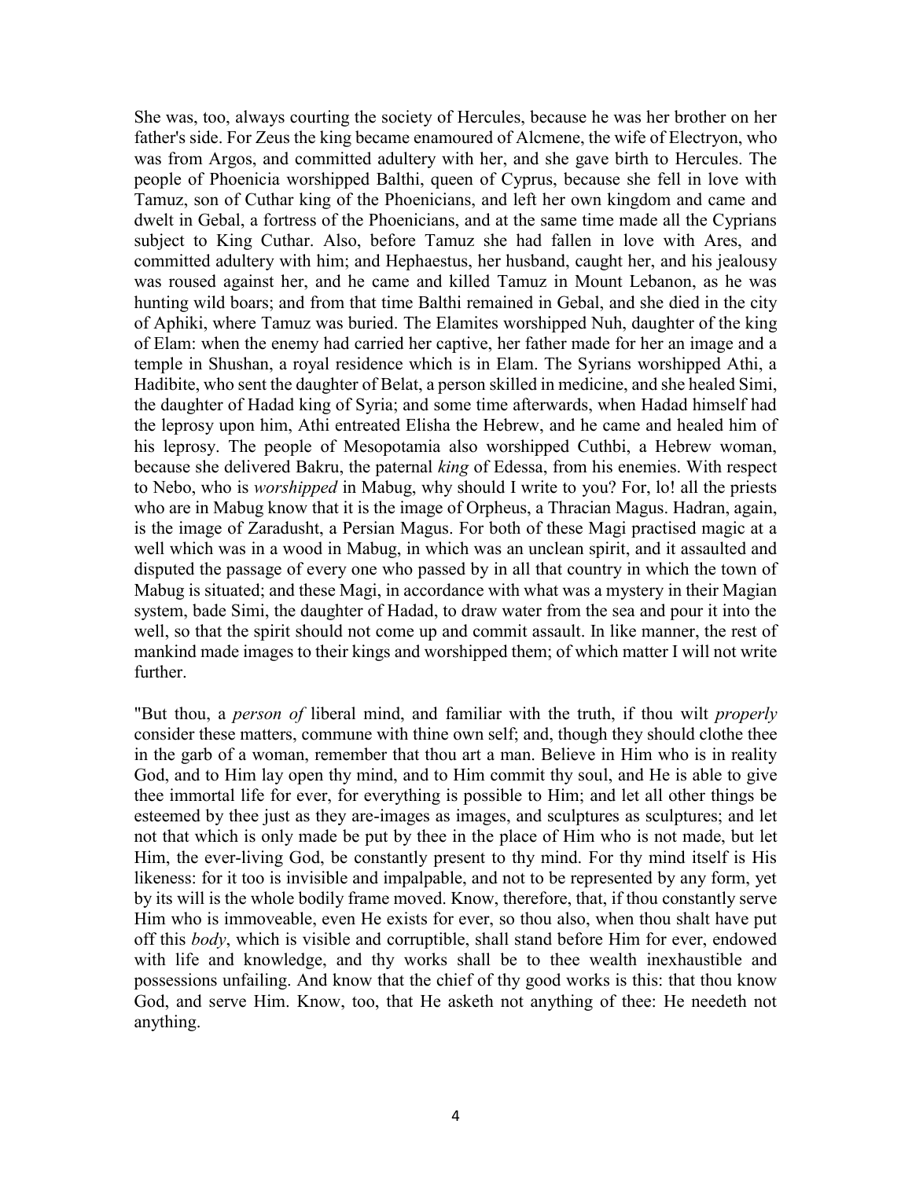She was, too, always courting the society of Hercules, because he was her brother on her father's side. For Zeus the king became enamoured of Alcmene, the wife of Electryon, who was from Argos, and committed adultery with her, and she gave birth to Hercules. The people of Phoenicia worshipped Balthi, queen of Cyprus, because she fell in love with Tamuz, son of Cuthar king of the Phoenicians, and left her own kingdom and came and dwelt in Gebal, a fortress of the Phoenicians, and at the same time made all the Cyprians subject to King Cuthar. Also, before Tamuz she had fallen in love with Ares, and committed adultery with him; and Hephaestus, her husband, caught her, and his jealousy was roused against her, and he came and killed Tamuz in Mount Lebanon, as he was hunting wild boars; and from that time Balthi remained in Gebal, and she died in the city of Aphiki, where Tamuz was buried. The Elamites worshipped Nuh, daughter of the king of Elam: when the enemy had carried her captive, her father made for her an image and a temple in Shushan, a royal residence which is in Elam. The Syrians worshipped Athi, a Hadibite, who sent the daughter of Belat, a person skilled in medicine, and she healed Simi, the daughter of Hadad king of Syria; and some time afterwards, when Hadad himself had the leprosy upon him, Athi entreated Elisha the Hebrew, and he came and healed him of his leprosy. The people of Mesopotamia also worshipped Cuthbi, a Hebrew woman, because she delivered Bakru, the paternal *king* of Edessa, from his enemies. With respect to Nebo, who is *worshipped* in Mabug, why should I write to you? For, lo! all the priests who are in Mabug know that it is the image of Orpheus, a Thracian Magus. Hadran, again, is the image of Zaradusht, a Persian Magus. For both of these Magi practised magic at a well which was in a wood in Mabug, in which was an unclean spirit, and it assaulted and disputed the passage of every one who passed by in all that country in which the town of Mabug is situated; and these Magi, in accordance with what was a mystery in their Magian system, bade Simi, the daughter of Hadad, to draw water from the sea and pour it into the well, so that the spirit should not come up and commit assault. In like manner, the rest of mankind made images to their kings and worshipped them; of which matter I will not write further.

"But thou, a *person of* liberal mind, and familiar with the truth, if thou wilt *properly* consider these matters, commune with thine own self; and, though they should clothe thee in the garb of a woman, remember that thou art a man. Believe in Him who is in reality God, and to Him lay open thy mind, and to Him commit thy soul, and He is able to give thee immortal life for ever, for everything is possible to Him; and let all other things be esteemed by thee just as they are-images as images, and sculptures as sculptures; and let not that which is only made be put by thee in the place of Him who is not made, but let Him, the ever-living God, be constantly present to thy mind. For thy mind itself is His likeness: for it too is invisible and impalpable, and not to be represented by any form, yet by its will is the whole bodily frame moved. Know, therefore, that, if thou constantly serve Him who is immoveable, even He exists for ever, so thou also, when thou shalt have put off this *body*, which is visible and corruptible, shall stand before Him for ever, endowed with life and knowledge, and thy works shall be to thee wealth inexhaustible and possessions unfailing. And know that the chief of thy good works is this: that thou know God, and serve Him. Know, too, that He asketh not anything of thee: He needeth not anything.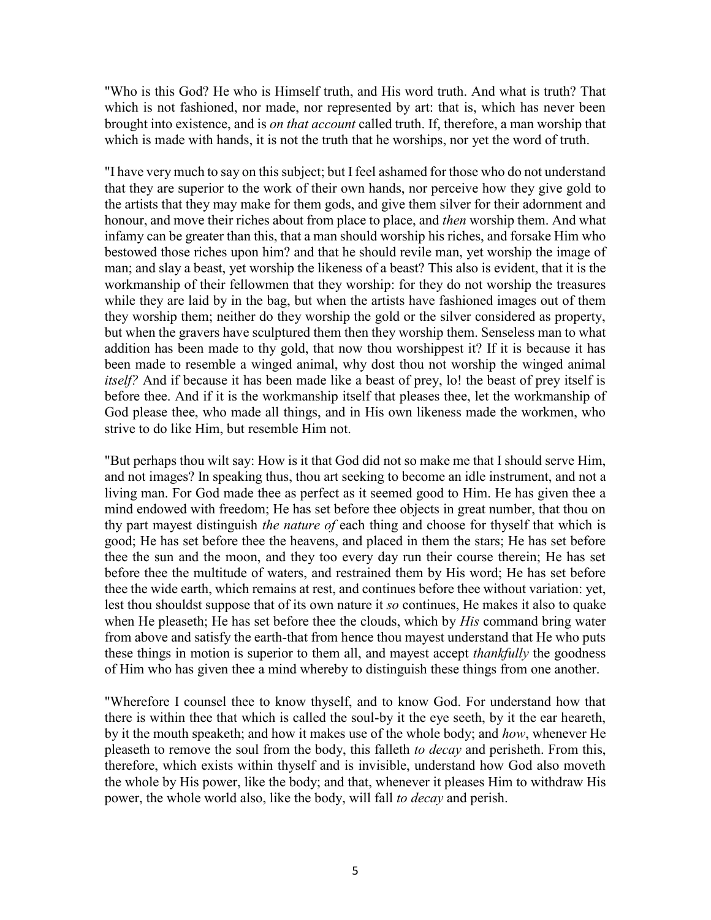"Who is this God? He who is Himself truth, and His word truth. And what is truth? That which is not fashioned, nor made, nor represented by art: that is, which has never been brought into existence, and is *on that account* called truth. If, therefore, a man worship that which is made with hands, it is not the truth that he worships, nor yet the word of truth.

"I have very much to say on this subject; but I feel ashamed for those who do not understand that they are superior to the work of their own hands, nor perceive how they give gold to the artists that they may make for them gods, and give them silver for their adornment and honour, and move their riches about from place to place, and *then* worship them. And what infamy can be greater than this, that a man should worship his riches, and forsake Him who bestowed those riches upon him? and that he should revile man, yet worship the image of man; and slay a beast, yet worship the likeness of a beast? This also is evident, that it is the workmanship of their fellowmen that they worship: for they do not worship the treasures while they are laid by in the bag, but when the artists have fashioned images out of them they worship them; neither do they worship the gold or the silver considered as property, but when the gravers have sculptured them then they worship them. Senseless man to what addition has been made to thy gold, that now thou worshippest it? If it is because it has been made to resemble a winged animal, why dost thou not worship the winged animal *itself?* And if because it has been made like a beast of prey, lo! the beast of prey itself is before thee. And if it is the workmanship itself that pleases thee, let the workmanship of God please thee, who made all things, and in His own likeness made the workmen, who strive to do like Him, but resemble Him not.

"But perhaps thou wilt say: How is it that God did not so make me that I should serve Him, and not images? In speaking thus, thou art seeking to become an idle instrument, and not a living man. For God made thee as perfect as it seemed good to Him. He has given thee a mind endowed with freedom; He has set before thee objects in great number, that thou on thy part mayest distinguish *the nature of* each thing and choose for thyself that which is good; He has set before thee the heavens, and placed in them the stars; He has set before thee the sun and the moon, and they too every day run their course therein; He has set before thee the multitude of waters, and restrained them by His word; He has set before thee the wide earth, which remains at rest, and continues before thee without variation: yet, lest thou shouldst suppose that of its own nature it *so* continues, He makes it also to quake when He pleaseth; He has set before thee the clouds, which by *His* command bring water from above and satisfy the earth-that from hence thou mayest understand that He who puts these things in motion is superior to them all, and mayest accept *thankfully* the goodness of Him who has given thee a mind whereby to distinguish these things from one another.

"Wherefore I counsel thee to know thyself, and to know God. For understand how that there is within thee that which is called the soul-by it the eye seeth, by it the ear heareth, by it the mouth speaketh; and how it makes use of the whole body; and *how*, whenever He pleaseth to remove the soul from the body, this falleth *to decay* and perisheth. From this, therefore, which exists within thyself and is invisible, understand how God also moveth the whole by His power, like the body; and that, whenever it pleases Him to withdraw His power, the whole world also, like the body, will fall *to decay* and perish.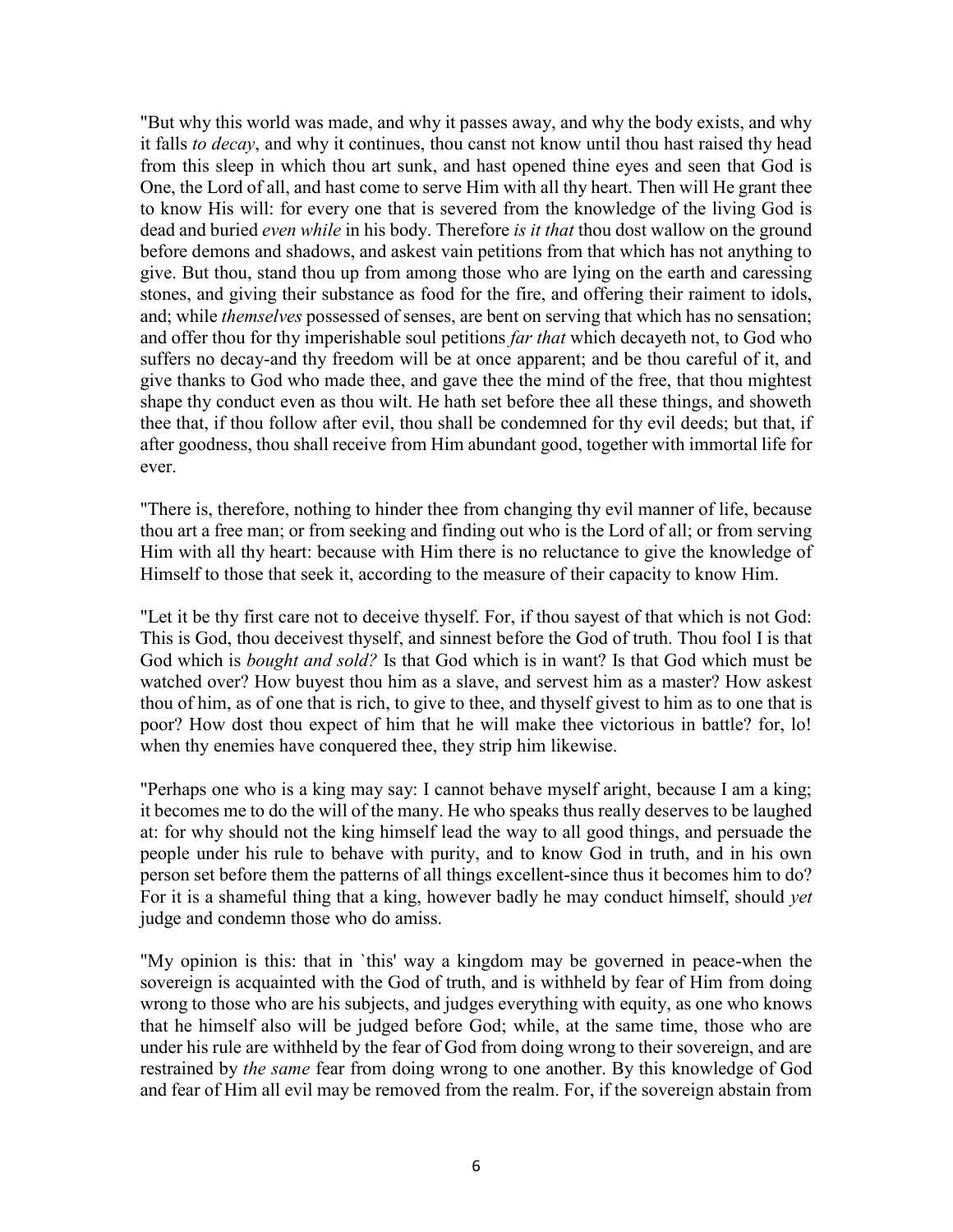"But why this world was made, and why it passes away, and why the body exists, and why it falls *to decay*, and why it continues, thou canst not know until thou hast raised thy head from this sleep in which thou art sunk, and hast opened thine eyes and seen that God is One, the Lord of all, and hast come to serve Him with all thy heart. Then will He grant thee to know His will: for every one that is severed from the knowledge of the living God is dead and buried *even while* in his body. Therefore *is it that* thou dost wallow on the ground before demons and shadows, and askest vain petitions from that which has not anything to give. But thou, stand thou up from among those who are lying on the earth and caressing stones, and giving their substance as food for the fire, and offering their raiment to idols, and; while *themselves* possessed of senses, are bent on serving that which has no sensation; and offer thou for thy imperishable soul petitions *far that* which decayeth not, to God who suffers no decay-and thy freedom will be at once apparent; and be thou careful of it, and give thanks to God who made thee, and gave thee the mind of the free, that thou mightest shape thy conduct even as thou wilt. He hath set before thee all these things, and showeth thee that, if thou follow after evil, thou shall be condemned for thy evil deeds; but that, if after goodness, thou shall receive from Him abundant good, together with immortal life for ever.

"There is, therefore, nothing to hinder thee from changing thy evil manner of life, because thou art a free man; or from seeking and finding out who is the Lord of all; or from serving Him with all thy heart: because with Him there is no reluctance to give the knowledge of Himself to those that seek it, according to the measure of their capacity to know Him.

"Let it be thy first care not to deceive thyself. For, if thou sayest of that which is not God: This is God, thou deceivest thyself, and sinnest before the God of truth. Thou fool I is that God which is *bought and sold?* Is that God which is in want? Is that God which must be watched over? How buyest thou him as a slave, and servest him as a master? How askest thou of him, as of one that is rich, to give to thee, and thyself givest to him as to one that is poor? How dost thou expect of him that he will make thee victorious in battle? for, lo! when thy enemies have conquered thee, they strip him likewise.

"Perhaps one who is a king may say: I cannot behave myself aright, because I am a king; it becomes me to do the will of the many. He who speaks thus really deserves to be laughed at: for why should not the king himself lead the way to all good things, and persuade the people under his rule to behave with purity, and to know God in truth, and in his own person set before them the patterns of all things excellent-since thus it becomes him to do? For it is a shameful thing that a king, however badly he may conduct himself, should *yet* judge and condemn those who do amiss.

"My opinion is this: that in `this' way a kingdom may be governed in peace-when the sovereign is acquainted with the God of truth, and is withheld by fear of Him from doing wrong to those who are his subjects, and judges everything with equity, as one who knows that he himself also will be judged before God; while, at the same time, those who are under his rule are withheld by the fear of God from doing wrong to their sovereign, and are restrained by *the same* fear from doing wrong to one another. By this knowledge of God and fear of Him all evil may be removed from the realm. For, if the sovereign abstain from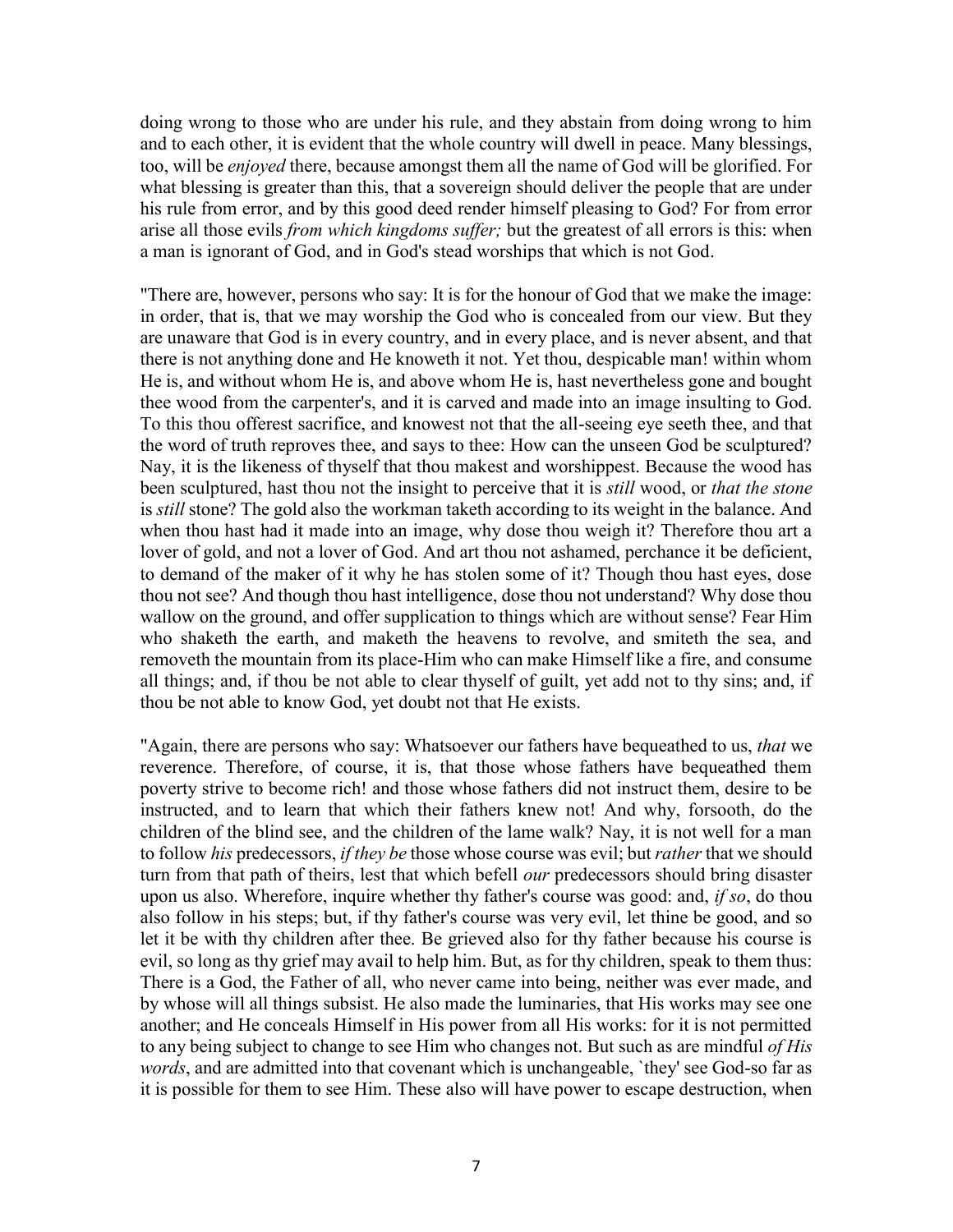doing wrong to those who are under his rule, and they abstain from doing wrong to him and to each other, it is evident that the whole country will dwell in peace. Many blessings, too, will be *enjoyed* there, because amongst them all the name of God will be glorified. For what blessing is greater than this, that a sovereign should deliver the people that are under his rule from error, and by this good deed render himself pleasing to God? For from error arise all those evils *from which kingdoms suffer;* but the greatest of all errors is this: when a man is ignorant of God, and in God's stead worships that which is not God.

"There are, however, persons who say: It is for the honour of God that we make the image: in order, that is, that we may worship the God who is concealed from our view. But they are unaware that God is in every country, and in every place, and is never absent, and that there is not anything done and He knoweth it not. Yet thou, despicable man! within whom He is, and without whom He is, and above whom He is, hast nevertheless gone and bought thee wood from the carpenter's, and it is carved and made into an image insulting to God. To this thou offerest sacrifice, and knowest not that the all-seeing eye seeth thee, and that the word of truth reproves thee, and says to thee: How can the unseen God be sculptured? Nay, it is the likeness of thyself that thou makest and worshippest. Because the wood has been sculptured, hast thou not the insight to perceive that it is *still* wood, or *that the stone* is *still* stone? The gold also the workman taketh according to its weight in the balance. And when thou hast had it made into an image, why dose thou weigh it? Therefore thou art a lover of gold, and not a lover of God. And art thou not ashamed, perchance it be deficient, to demand of the maker of it why he has stolen some of it? Though thou hast eyes, dose thou not see? And though thou hast intelligence, dose thou not understand? Why dose thou wallow on the ground, and offer supplication to things which are without sense? Fear Him who shaketh the earth, and maketh the heavens to revolve, and smiteth the sea, and removeth the mountain from its place-Him who can make Himself like a fire, and consume all things; and, if thou be not able to clear thyself of guilt, yet add not to thy sins; and, if thou be not able to know God, yet doubt not that He exists.

"Again, there are persons who say: Whatsoever our fathers have bequeathed to us, *that* we reverence. Therefore, of course, it is, that those whose fathers have bequeathed them poverty strive to become rich! and those whose fathers did not instruct them, desire to be instructed, and to learn that which their fathers knew not! And why, forsooth, do the children of the blind see, and the children of the lame walk? Nay, it is not well for a man to follow *his* predecessors, *if they be* those whose course was evil; but *rather* that we should turn from that path of theirs, lest that which befell *our* predecessors should bring disaster upon us also. Wherefore, inquire whether thy father's course was good: and, *if so*, do thou also follow in his steps; but, if thy father's course was very evil, let thine be good, and so let it be with thy children after thee. Be grieved also for thy father because his course is evil, so long as thy grief may avail to help him. But, as for thy children, speak to them thus: There is a God, the Father of all, who never came into being, neither was ever made, and by whose will all things subsist. He also made the luminaries, that His works may see one another; and He conceals Himself in His power from all His works: for it is not permitted to any being subject to change to see Him who changes not. But such as are mindful *of His words*, and are admitted into that covenant which is unchangeable, `they' see God-so far as it is possible for them to see Him. These also will have power to escape destruction, when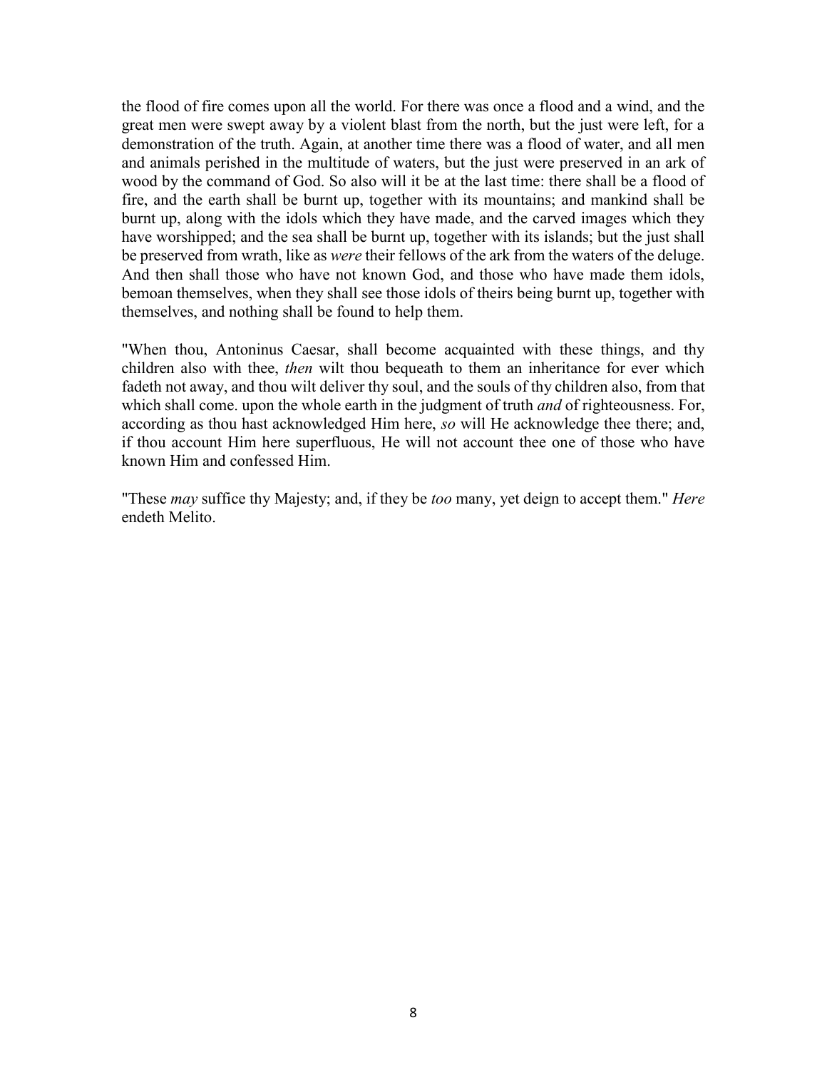the flood of fire comes upon all the world. For there was once a flood and a wind, and the great men were swept away by a violent blast from the north, but the just were left, for a demonstration of the truth. Again, at another time there was a flood of water, and all men and animals perished in the multitude of waters, but the just were preserved in an ark of wood by the command of God. So also will it be at the last time: there shall be a flood of fire, and the earth shall be burnt up, together with its mountains; and mankind shall be burnt up, along with the idols which they have made, and the carved images which they have worshipped; and the sea shall be burnt up, together with its islands; but the just shall be preserved from wrath, like as *were* their fellows of the ark from the waters of the deluge. And then shall those who have not known God, and those who have made them idols, bemoan themselves, when they shall see those idols of theirs being burnt up, together with themselves, and nothing shall be found to help them.

"When thou, Antoninus Caesar, shall become acquainted with these things, and thy children also with thee, *then* wilt thou bequeath to them an inheritance for ever which fadeth not away, and thou wilt deliver thy soul, and the souls of thy children also, from that which shall come. upon the whole earth in the judgment of truth *and* of righteousness. For, according as thou hast acknowledged Him here, *so* will He acknowledge thee there; and, if thou account Him here superfluous, He will not account thee one of those who have known Him and confessed Him.

"These *may* suffice thy Majesty; and, if they be *too* many, yet deign to accept them." *Here* endeth Melito.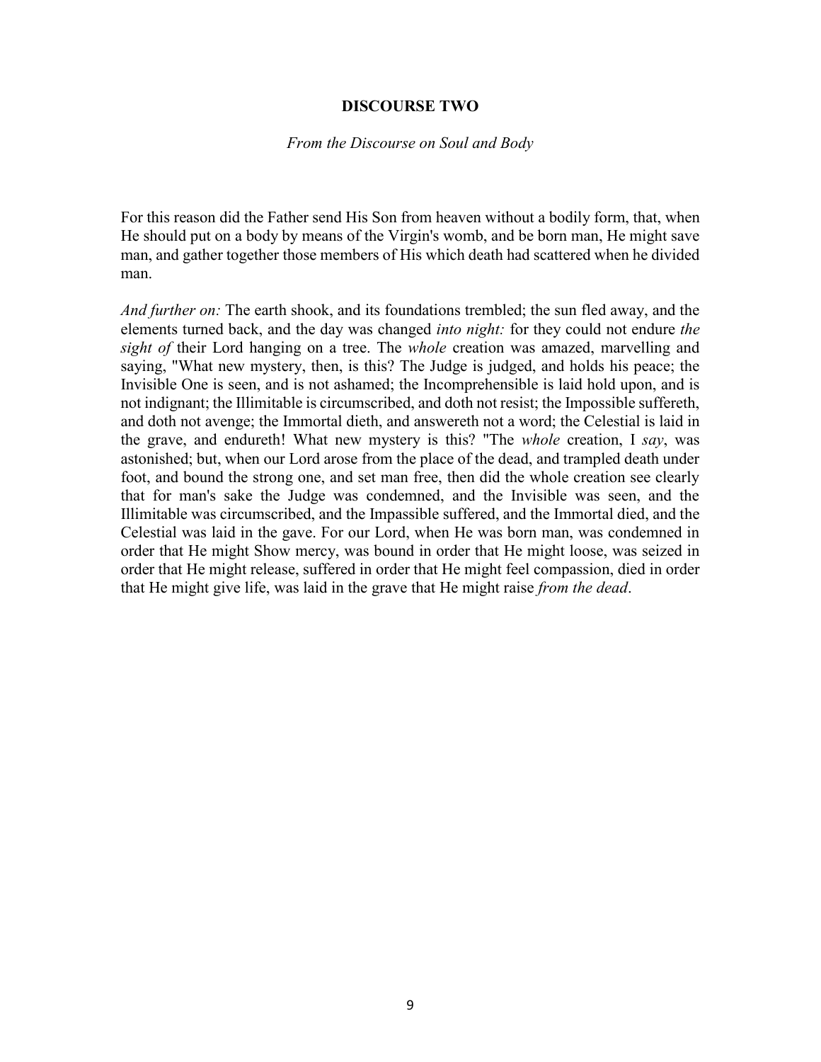## DISCOURSE TWO

*From the Discourse on Soul and Body*

For this reason did the Father send His Son from heaven without a bodily form, that, when He should put on a body by means of the Virgin's womb, and be born man, He might save man, and gather together those members of His which death had scattered when he divided man.

*And further on:* The earth shook, and its foundations trembled; the sun fled away, and the elements turned back, and the day was changed *into night:* for they could not endure *the sight of* their Lord hanging on a tree. The *whole* creation was amazed, marvelling and saying, "What new mystery, then, is this? The Judge is judged, and holds his peace; the Invisible One is seen, and is not ashamed; the Incomprehensible is laid hold upon, and is not indignant; the Illimitable is circumscribed, and doth not resist; the Impossible suffereth, and doth not avenge; the Immortal dieth, and answereth not a word; the Celestial is laid in the grave, and endureth! What new mystery is this? "The *whole* creation, I *say*, was astonished; but, when our Lord arose from the place of the dead, and trampled death under foot, and bound the strong one, and set man free, then did the whole creation see clearly that for man's sake the Judge was condemned, and the Invisible was seen, and the Illimitable was circumscribed, and the Impassible suffered, and the Immortal died, and the Celestial was laid in the gave. For our Lord, when He was born man, was condemned in order that He might Show mercy, was bound in order that He might loose, was seized in order that He might release, suffered in order that He might feel compassion, died in order that He might give life, was laid in the grave that He might raise *from the dead*.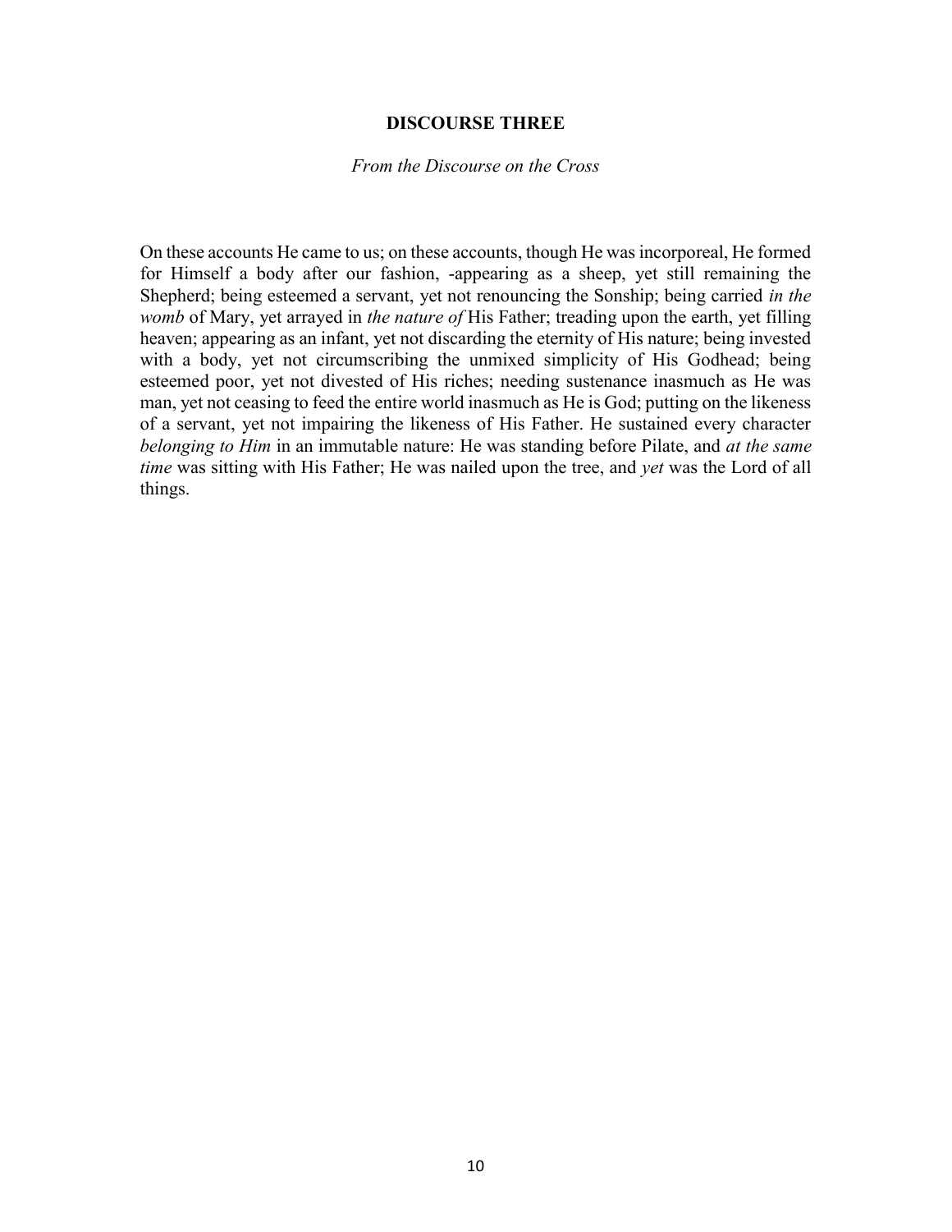## DISCOURSE THREE

*From the Discourse on the Cross*

On these accounts He came to us; on these accounts, though He was incorporeal, He formed for Himself a body after our fashion, -appearing as a sheep, yet still remaining the Shepherd; being esteemed a servant, yet not renouncing the Sonship; being carried *in the womb* of Mary, yet arrayed in *the nature of* His Father; treading upon the earth, yet filling heaven; appearing as an infant, yet not discarding the eternity of His nature; being invested with a body, yet not circumscribing the unmixed simplicity of His Godhead; being esteemed poor, yet not divested of His riches; needing sustenance inasmuch as He was man, yet not ceasing to feed the entire world inasmuch as He is God; putting on the likeness of a servant, yet not impairing the likeness of His Father. He sustained every character *belonging to Him* in an immutable nature: He was standing before Pilate, and *at the same time* was sitting with His Father; He was nailed upon the tree, and *yet* was the Lord of all things.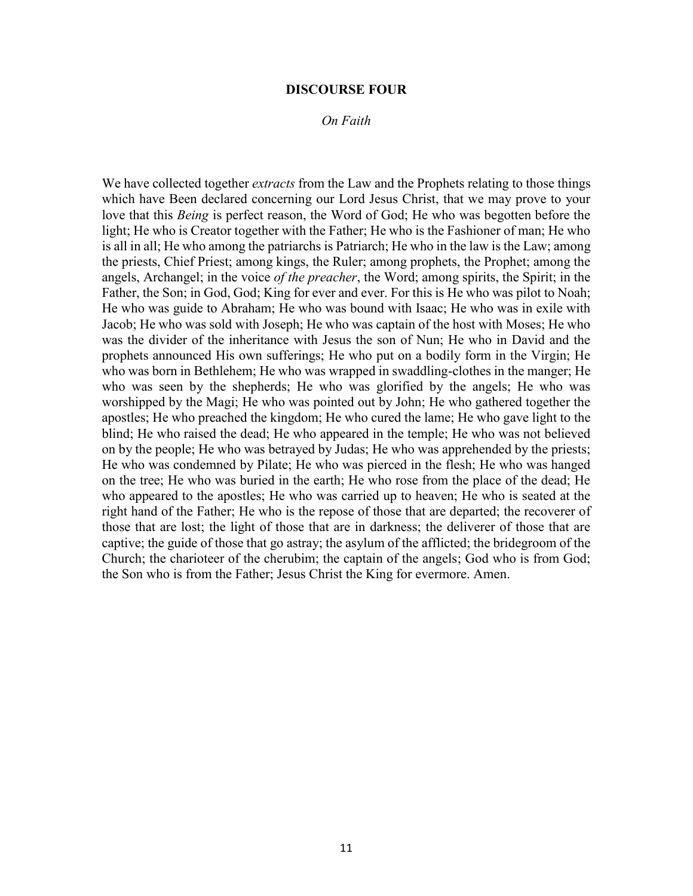# DISCOURSE FOUR

*On Faith*

We have collected together *extracts* from the Law and the Prophets relating to those things which have Been declared concerning our Lord Jesus Christ, that we may prove to your love that this *Being* is perfect reason, the Word of God; He who was begotten before the light; He who is Creator together with the Father; He who is the Fashioner of man; He who is all in all; He who among the patriarchs is Patriarch; He who in the law is the Law; among the priests, Chief Priest; among kings, the Ruler; among prophets, the Prophet; among the angels, Archangel; in the voice *of the preacher*, the Word; among spirits, the Spirit; in the Father, the Son; in God, God; King for ever and ever. For this is He who was pilot to Noah; He who was guide to Abraham; He who was bound with Isaac; He who was in exile with Jacob; He who was sold with Joseph; He who was captain of the host with Moses; He who was the divider of the inheritance with Jesus the son of Nun; He who in David and the prophets announced His own sufferings; He who put on a bodily form in the Virgin; He who was born in Bethlehem; He who was wrapped in swaddling-clothes in the manger; He who was seen by the shepherds; He who was glorified by the angels; He who was worshipped by the Magi; He who was pointed out by John; He who gathered together the apostles; He who preached the kingdom; He who cured the lame; He who gave light to the blind; He who raised the dead; He who appeared in the temple; He who was not believed on by the people; He who was betrayed by Judas; He who was apprehended by the priests; He who was condemned by Pilate; He who was pierced in the flesh; He who was hanged on the tree; He who was buried in the earth; He who rose from the place of the dead; He who appeared to the apostles; He who was carried up to heaven; He who is seated at the right hand of the Father; He who is the repose of those that are departed; the recoverer of those that are lost; the light of those that are in darkness; the deliverer of those that are captive; the guide of those that go astray; the asylum of the afflicted; the bridegroom of the Church; the charioteer of the cherubim; the captain of the angels; God who is from God; the Son who is from the Father; Jesus Christ the King for evermore. Amen.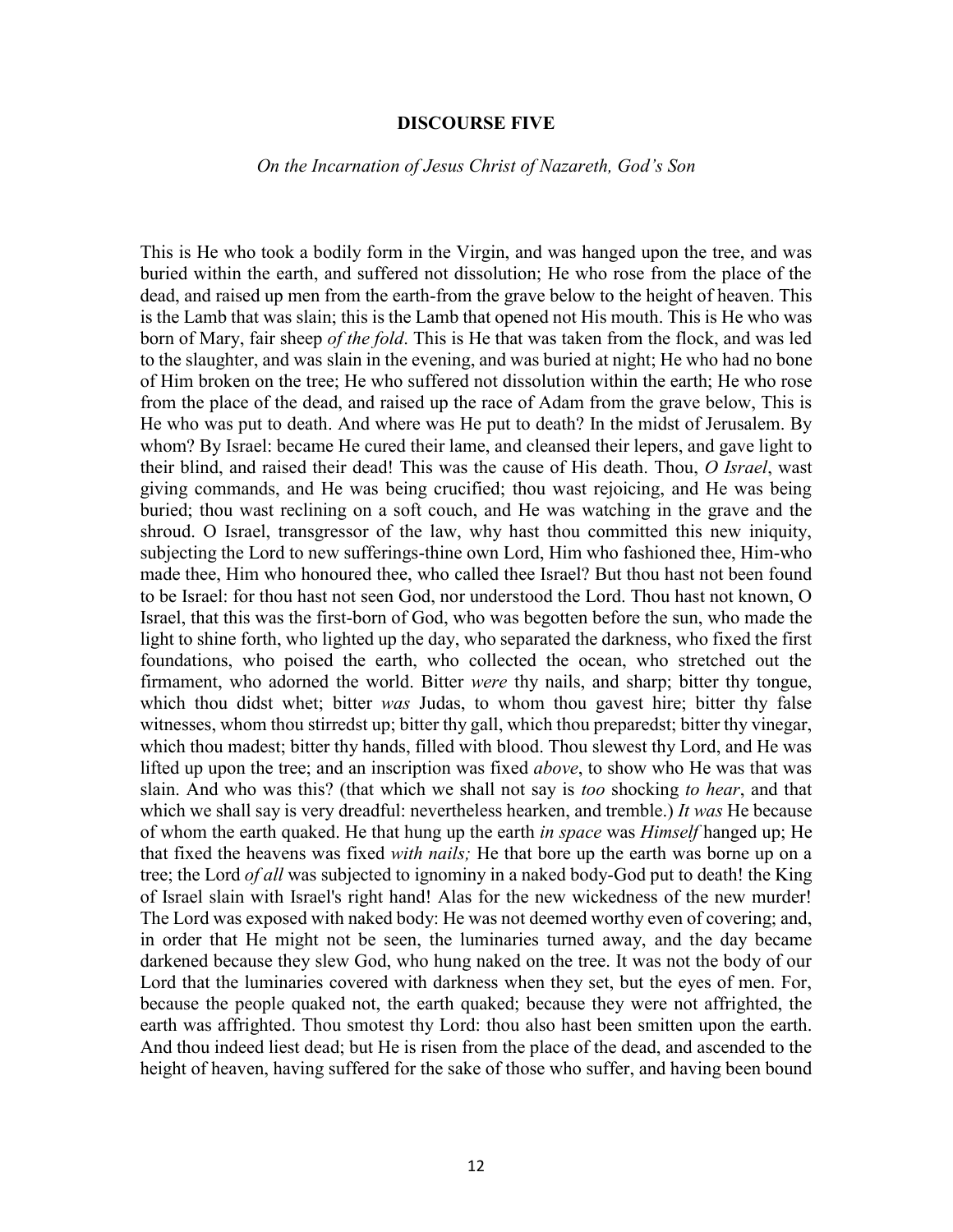**DISCOURSE FIVE**

*On the Incarnation of Jesus Christ of Nazareth, God's Son*

This is He who took a bodily form in the Virgin, and was hanged upon the tree, and was buried within the earth, and suffered not dissolution; He who rose from the place of the dead, and raised up men from the earth-from the grave below to the height of heaven. This is the Lamb that was slain; this is the Lamb that opened not His mouth. This is He who was born of Mary, fair sheep *of the fold*. This is He that was taken from the flock, and was led to the slaughter, and was slain in the evening, and was buried at night; He who had no bone of Him broken on the tree; He who suffered not dissolution within the earth; He who rose from the place of the dead, and raised up the race of Adam from the grave below, This is He who was put to death. And where was He put to death? In the midst of Jerusalem. By whom? By Israel: became He cured their lame, and cleansed their lepers, and gave light to their blind, and raised their dead! This was the cause of His death. Thou, *O Israel*, wast giving commands, and He was being crucified; thou wast rejoicing, and He was being buried; thou wast reclining on a soft couch, and He was watching in the grave and the shroud. O Israel, transgressor of the law, why hast thou committed this new iniquity, subjecting the Lord to new sufferings-thine own Lord, Him who fashioned thee, Him-who made thee, Him who honoured thee, who called thee Israel? But thou hast not been found to be Israel: for thou hast not seen God, nor understood the Lord. Thou hast not known, O Israel, that this was the first-born of God, who was begotten before the sun, who made the light to shine forth, who lighted up the day, who separated the darkness, who fixed the first foundations, who poised the earth, who collected the ocean, who stretched out the firmament, who adorned the world. Bitter *were* thy nails, and sharp; bitter thy tongue, which thou didst whet; bitter *was* Judas, to whom thou gavest hire; bitter thy false witnesses, whom thou stirredst up; bitter thy gall, which thou preparedst; bitter thy vinegar, which thou madest; bitter thy hands, filled with blood. Thou slewest thy Lord, and He was lifted up upon the tree; and an inscription was fixed *above*, to show who He was that was slain. And who was this? (that which we shall not say is *too* shocking *to hear*, and that which we shall say is very dreadful: nevertheless hearken, and tremble.) *It was* He because of whom the earth quaked. He that hung up the earth *in space* was *Himself* hanged up; He that fixed the heavens was fixed *with nails;* He that bore up the earth was borne up on a tree; the Lord *of all* was subjected to ignominy in a naked body-God put to death! the King of Israel slain with Israel's right hand! Alas for the new wickedness of the new murder! The Lord was exposed with naked body: He was not deemed worthy even of covering; and, in order that He might not be seen, the luminaries turned away, and the day became darkened because they slew God, who hung naked on the tree. It was not the body of our Lord that the luminaries covered with darkness when they set, but the eyes of men. For, because the people quaked not, the earth quaked; because they were not affrighted, the earth was affrighted. Thou smotest thy Lord: thou also hast been smitten upon the earth. And thou indeed liest dead; but He is risen from the place of the dead, and ascended to the height of heaven, having suffered for the sake of those who suffer, and having been bound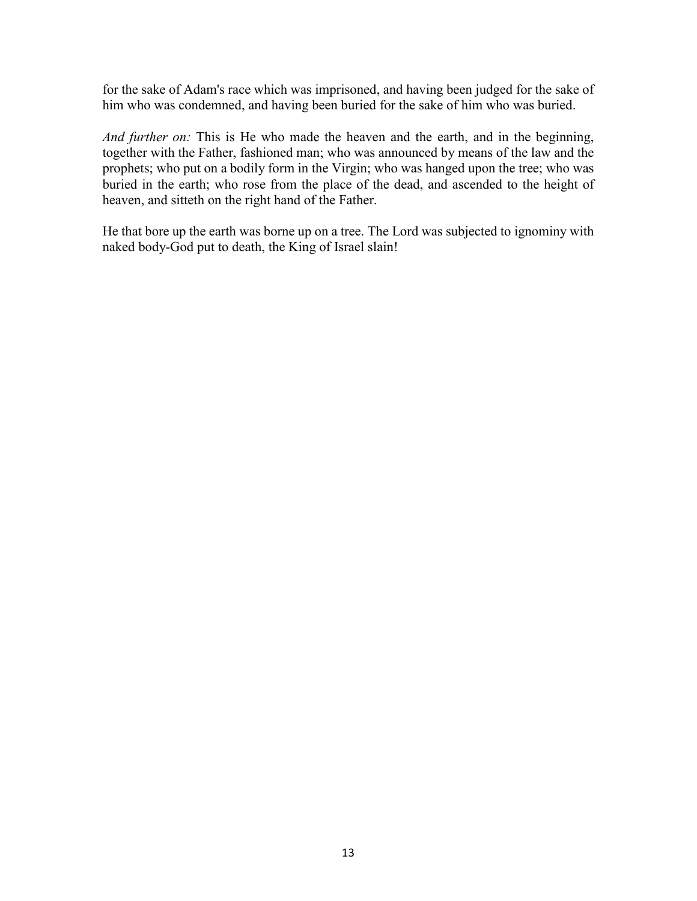for the sake of Adam's race which was imprisoned, and having been judged for the sake of him who was condemned, and having been buried for the sake of him who was buried.

*And further on:* This is He who made the heaven and the earth, and in the beginning, together with the Father, fashioned man; who was announced by means of the law and the prophets; who put on a bodily form in the Virgin; who was hanged upon the tree; who was buried in the earth; who rose from the place of the dead, and ascended to the height of heaven, and sitteth on the right hand of the Father.

He that bore up the earth was borne up on a tree. The Lord was subjected to ignominy with naked body-God put to death, the King of Israel slain!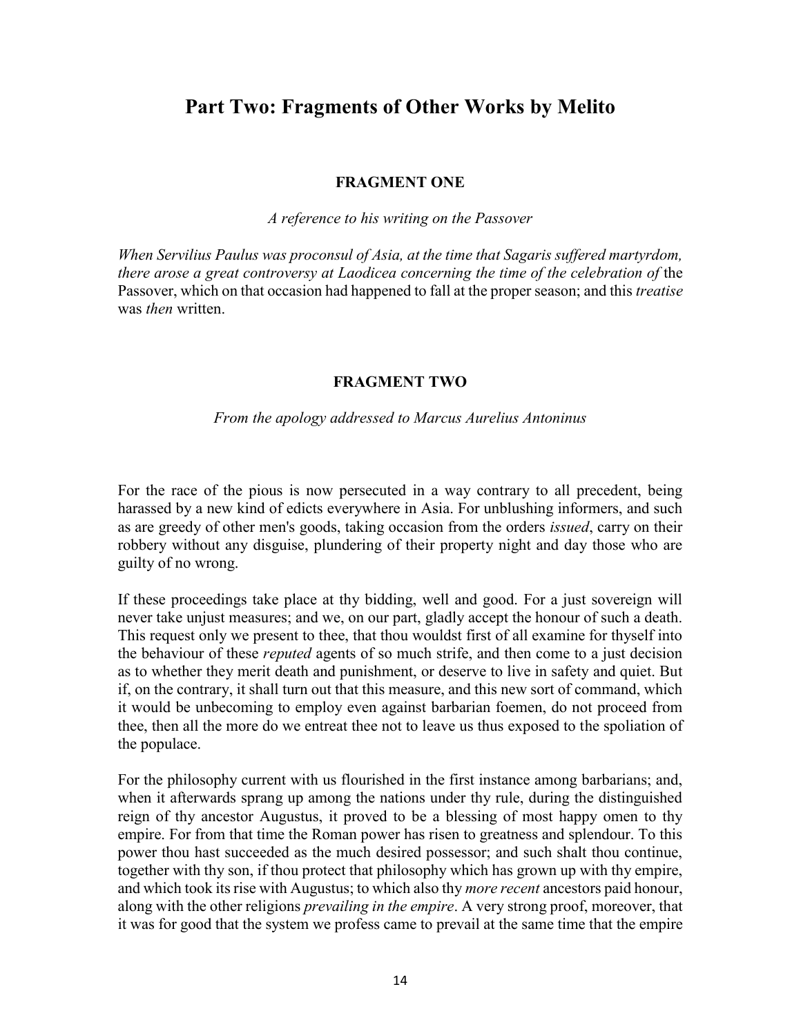# Part Two: Fragments of Other Works by Melito

### FRAGMENT ONE

*A reference to his writing on the Passover*

*When Servilius Paulus was proconsul of Asia, at the time that Sagaris suffered martyrdom, there arose a great controversy at Laodicea concerning the time of the celebration of* the Passover, which on that occasion had happened to fall at the proper season; and this *treatise* was *then* written.

### FRAGMENT TWO

*From the apology addressed to Marcus Aurelius Antoninus*

For the race of the pious is now persecuted in a way contrary to all precedent, being harassed by a new kind of edicts everywhere in Asia. For unblushing informers, and such as are greedy of other men's goods, taking occasion from the orders *issued*, carry on their robbery without any disguise, plundering of their property night and day those who are guilty of no wrong.

If these proceedings take place at thy bidding, well and good. For a just sovereign will never take unjust measures; and we, on our part, gladly accept the honour of such a death. This request only we present to thee, that thou wouldst first of all examine for thyself into the behaviour of these *reputed* agents of so much strife, and then come to a just decision as to whether they merit death and punishment, or deserve to live in safety and quiet. But if, on the contrary, it shall turn out that this measure, and this new sort of command, which it would be unbecoming to employ even against barbarian foemen, do not proceed from thee, then all the more do we entreat thee not to leave us thus exposed to the spoliation of the populace.

For the philosophy current with us flourished in the first instance among barbarians; and, when it afterwards sprang up among the nations under thy rule, during the distinguished reign of thy ancestor Augustus, it proved to be a blessing of most happy omen to thy empire. For from that time the Roman power has risen to greatness and splendour. To this power thou hast succeeded as the much desired possessor; and such shalt thou continue, together with thy son, if thou protect that philosophy which has grown up with thy empire, and which took its rise with Augustus; to which also thy *more recent* ancestors paid honour, along with the other religions *prevailing in the empire*. A very strong proof, moreover, that it was for good that the system we profess came to prevail at the same time that the empire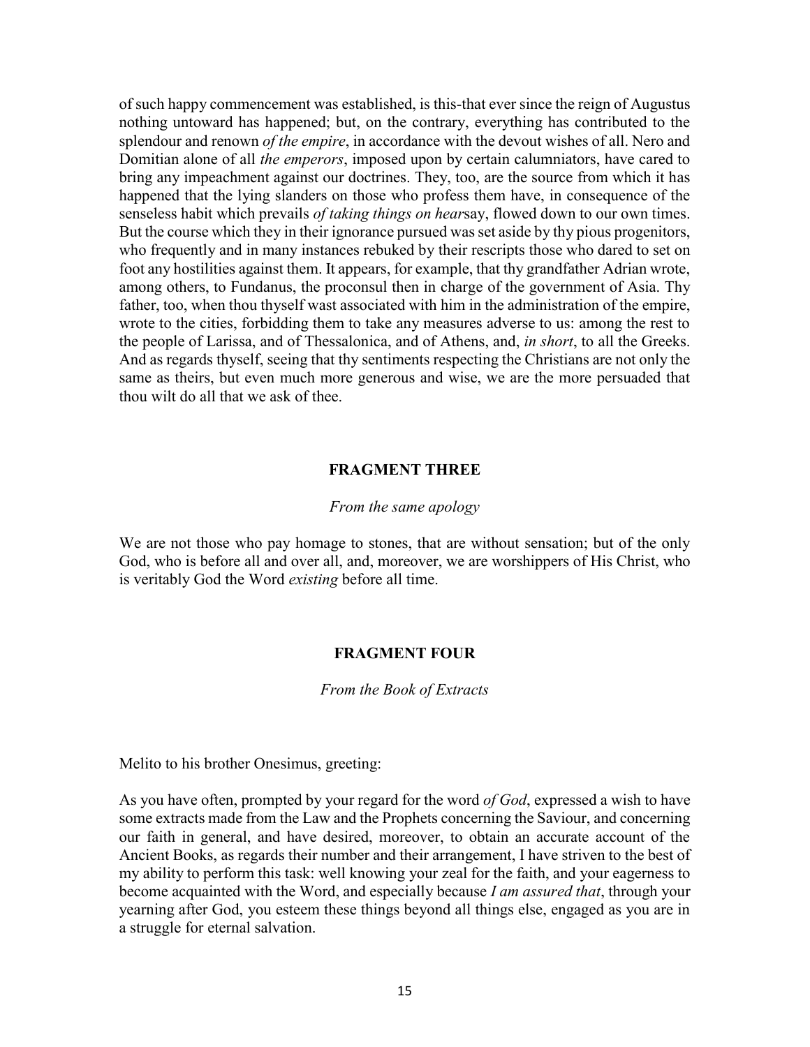of such happy commencement was established, is this-that ever since the reign of Augustus nothing untoward has happened; but, on the contrary, everything has contributed to the splendour and renown *of the empire*, in accordance with the devout wishes of all. Nero and Domitian alone of all *the emperors*, imposed upon by certain calumniators, have cared to bring any impeachment against our doctrines. They, too, are the source from which it has happened that the lying slanders on those who profess them have, in consequence of the senseless habit which prevails *of taking things on hear*say, flowed down to our own times. But the course which they in their ignorance pursued was set aside by thy pious progenitors, who frequently and in many instances rebuked by their rescripts those who dared to set on foot any hostilities against them. It appears, for example, that thy grandfather Adrian wrote, among others, to Fundanus, the proconsul then in charge of the government of Asia. Thy father, too, when thou thyself wast associated with him in the administration of the empire, wrote to the cities, forbidding them to take any measures adverse to us: among the rest to the people of Larissa, and of Thessalonica, and of Athens, and, *in short*, to all the Greeks. And as regards thyself, seeing that thy sentiments respecting the Christians are not only the same as theirs, but even much more generous and wise, we are the more persuaded that thou wilt do all that we ask of thee.

## FRAGMENT THREE

*From the same apology*

We are not those who pay homage to stones, that are without sensation; but of the only God, who is before all and over all, and, moreover, we are worshippers of His Christ, who is veritably God the Word *existing* before all time.

## FRAGMENT FOUR

*From the Book of Extracts*

Melito to his brother Onesimus, greeting:

As you have often, prompted by your regard for the word *of God*, expressed a wish to have some extracts made from the Law and the Prophets concerning the Saviour, and concerning our faith in general, and have desired, moreover, to obtain an accurate account of the Ancient Books, as regards their number and their arrangement, I have striven to the best of my ability to perform this task: well knowing your zeal for the faith, and your eagerness to become acquainted with the Word, and especially because *I am assured that*, through your yearning after God, you esteem these things beyond all things else, engaged as you are in a struggle for eternal salvation.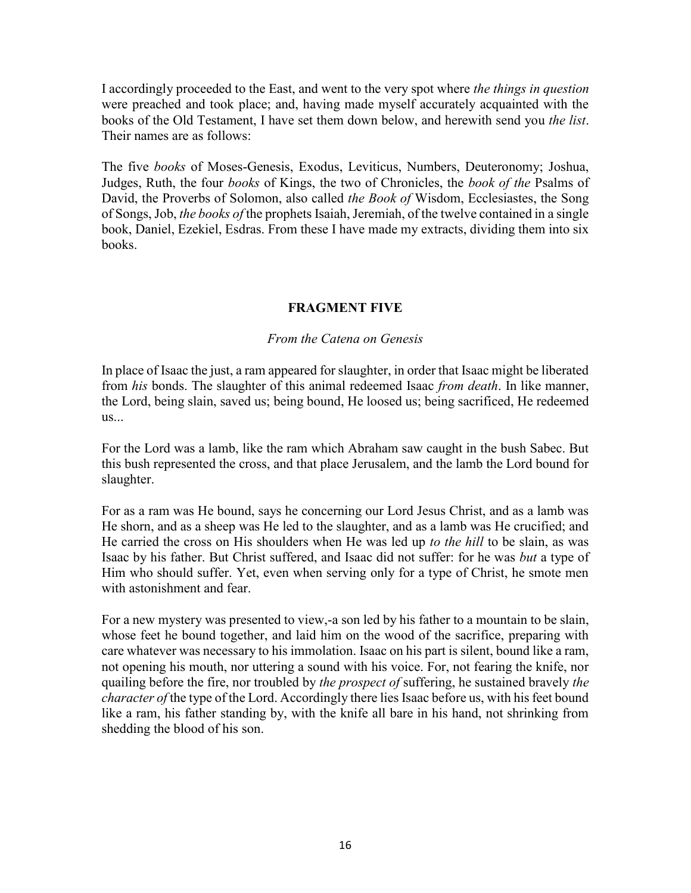I accordingly proceeded to the East, and went to the very spot where *the things in question* were preached and took place; and, having made myself accurately acquainted with the books of the Old Testament, I have set them down below, and herewith send you *the list*. Their names are as follows:

The five *books* of Moses-Genesis, Exodus, Leviticus, Numbers, Deuteronomy; Joshua, Judges, Ruth, the four *books* of Kings, the two of Chronicles, the *book of the* Psalms of David, the Proverbs of Solomon, also called *the Book of* Wisdom, Ecclesiastes, the Song of Songs, Job, *the books of* the prophets Isaiah, Jeremiah, of the twelve contained in a single book, Daniel, Ezekiel, Esdras. From these I have made my extracts, dividing them into six books.

## FRAGMENT FIVE

*From the Catena on Genesis*

In place of Isaac the just, a ram appeared for slaughter, in order that Isaac might be liberated from *his* bonds. The slaughter of this animal redeemed Isaac *from death*. In like manner, the Lord, being slain, saved us; being bound, He loosed us; being sacrificed, He redeemed us...

For the Lord was a lamb, like the ram which Abraham saw caught in the bush Sabec. But this bush represented the cross, and that place Jerusalem, and the lamb the Lord bound for slaughter.

For as a ram was He bound, says he concerning our Lord Jesus Christ, and as a lamb was He shorn, and as a sheep was He led to the slaughter, and as a lamb was He crucified; and He carried the cross on His shoulders when He was led up *to the hill* to be slain, as was Isaac by his father. But Christ suffered, and Isaac did not suffer: for he was *but* a type of Him who should suffer. Yet, even when serving only for a type of Christ, he smote men with astonishment and fear.

For a new mystery was presented to view,-a son led by his father to a mountain to be slain, whose feet he bound together, and laid him on the wood of the sacrifice, preparing with care whatever was necessary to his immolation. Isaac on his part is silent, bound like a ram, not opening his mouth, nor uttering a sound with his voice. For, not fearing the knife, nor quailing before the fire, nor troubled by *the prospect of* suffering, he sustained bravely *the character of* the type of the Lord. Accordingly there lies Isaac before us, with his feet bound like a ram, his father standing by, with the knife all bare in his hand, not shrinking from shedding the blood of his son.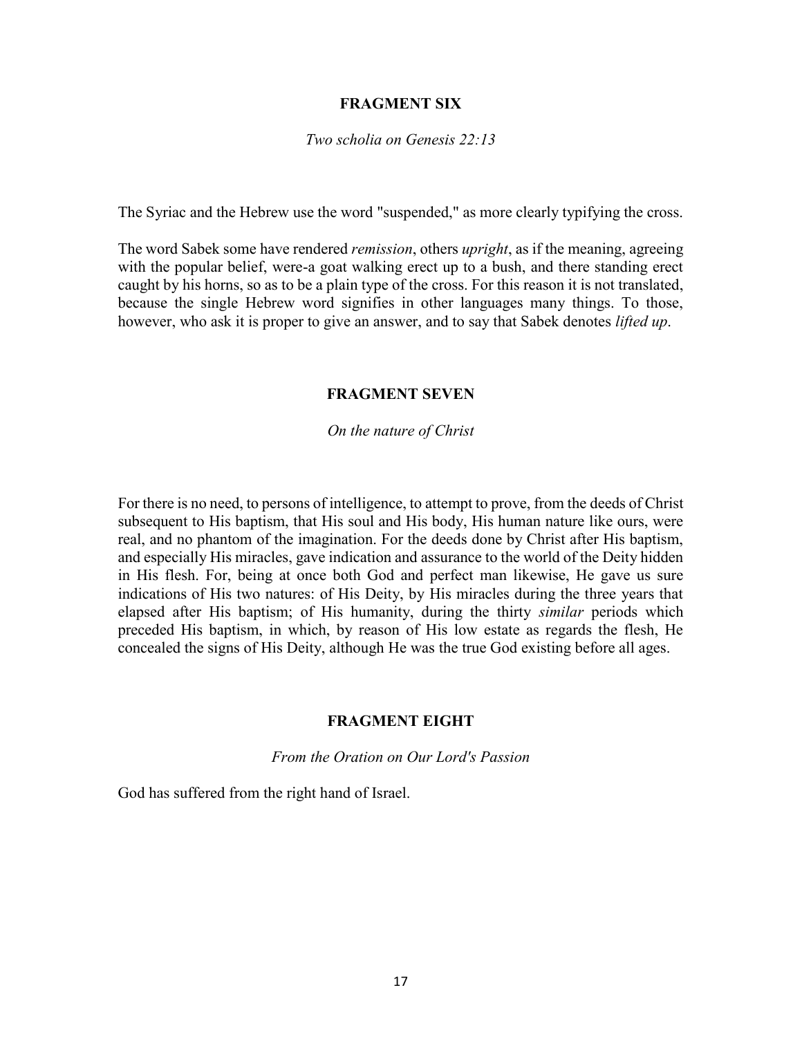## FRAGMENT SIX

*Two scholia on Genesis 22:13*

The Syriac and the Hebrew use the word "suspended," as more clearly typifying the cross.

The word Sabek some have rendered *remission*, others *upright*, as if the meaning, agreeing with the popular belief, were-a goat walking erect up to a bush, and there standing erect caught by his horns, so as to be a plain type of the cross. For this reason it is not translated, because the single Hebrew word signifies in other languages many things. To those, however, who ask it is proper to give an answer, and to say that Sabek denotes *lifted up*.

## FRAGMENT SEVEN

*On the nature of Christ*

For there is no need, to persons of intelligence, to attempt to prove, from the deeds of Christ subsequent to His baptism, that His soul and His body, His human nature like ours, were real, and no phantom of the imagination. For the deeds done by Christ after His baptism, and especially His miracles, gave indication and assurance to the world of the Deity hidden in His flesh. For, being at once both God and perfect man likewise, He gave us sure indications of His two natures: of His Deity, by His miracles during the three years that elapsed after His baptism; of His humanity, during the thirty *similar* periods which preceded His baptism, in which, by reason of His low estate as regards the flesh, He concealed the signs of His Deity, although He was the true God existing before all ages.

## FRAGMENT EIGHT

*From the Oration on Our Lord's Passion*

God has suffered from the right hand of Israel.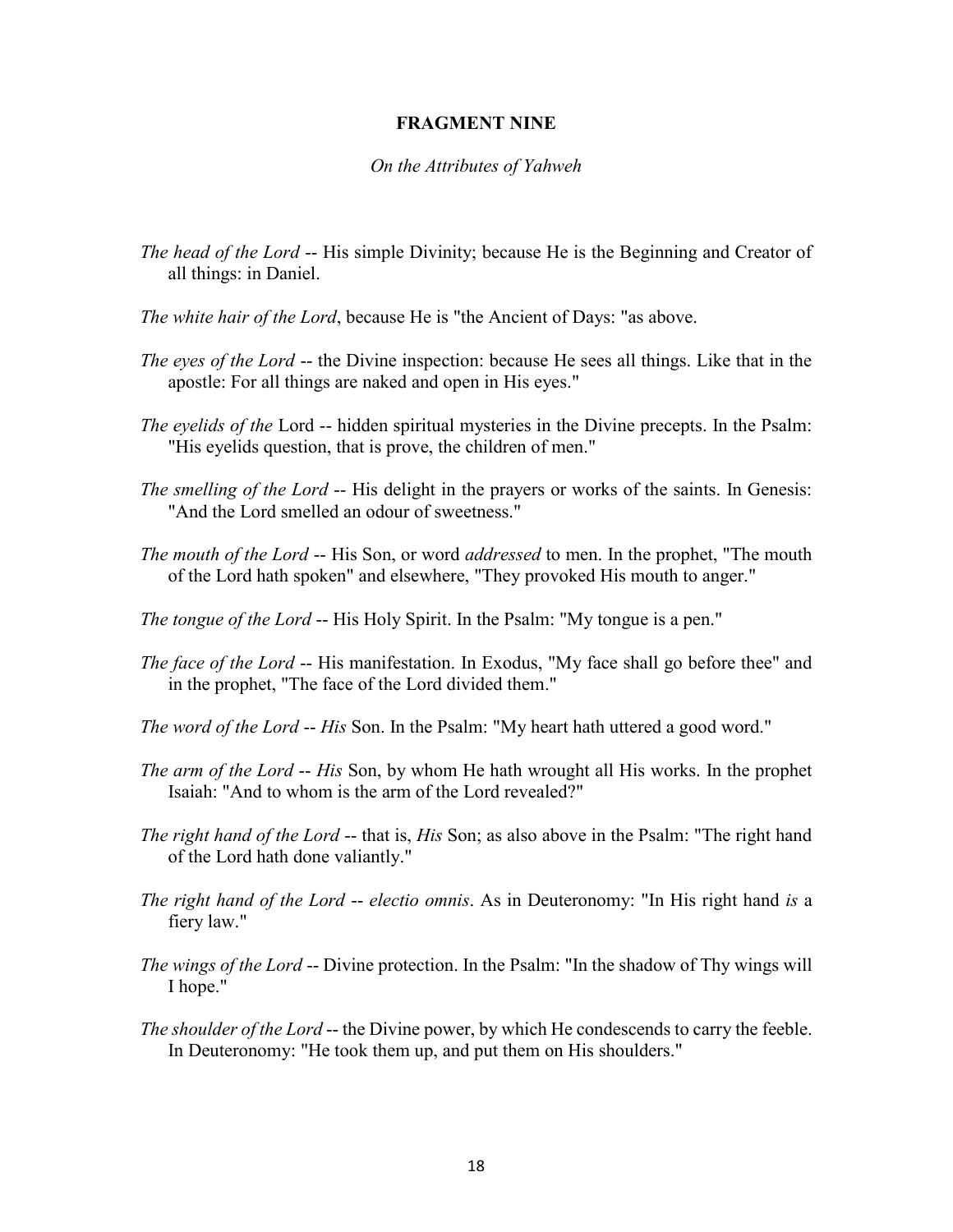**FRAGMENT NINE**

*On the Attributes of Yahweh*

*The head of the Lord* -- His simple Divinity; because He is the Beginning and Creator of all things: in Daniel.

*The white hair of the Lord*, because He is "the Ancient of Days: "as above.

*The eyes of the Lord* -- the Divine inspection: because He sees all things. Like that in the apostle: For all things are naked and open in His eyes."

*The eyelids of the* Lord -- hidden spiritual mysteries in the Divine precepts. In the Psalm: "His eyelids question, that is prove, the children of men."

*The smelling of the Lord* -- His delight in the prayers or works of the saints. In Genesis: "And the Lord smelled an odour of sweetness."

*The mouth of the Lord* -- His Son, or word *addressed* to men. In the prophet, "The mouth of the Lord hath spoken" and elsewhere, "They provoked His mouth to anger."

*The tongue of the Lord* -- His Holy Spirit. In the Psalm: "My tongue is a pen."

*The face of the Lord* -- His manifestation. In Exodus, "My face shall go before thee" and in the prophet, "The face of the Lord divided them."

*The word of the Lord* -- *His* Son. In the Psalm: "My heart hath uttered a good word."

*The arm of the Lord* -- *His* Son, by whom He hath wrought all His works. In the prophet Isaiah: "And to whom is the arm of the Lord revealed?"

*The right hand of the Lord* -- that is, *His* Son; as also above in the Psalm: "The right hand of the Lord hath done valiantly."

*The right hand of the Lord* -- *electio omnis*. As in Deuteronomy: "In His right hand *is* a fiery law."

*The wings of the Lord* -- Divine protection. In the Psalm: "In the shadow of Thy wings will I hope."

*The shoulder of the Lord* -- the Divine power, by which He condescends to carry the feeble. In Deuteronomy: "He took them up, and put them on His shoulders."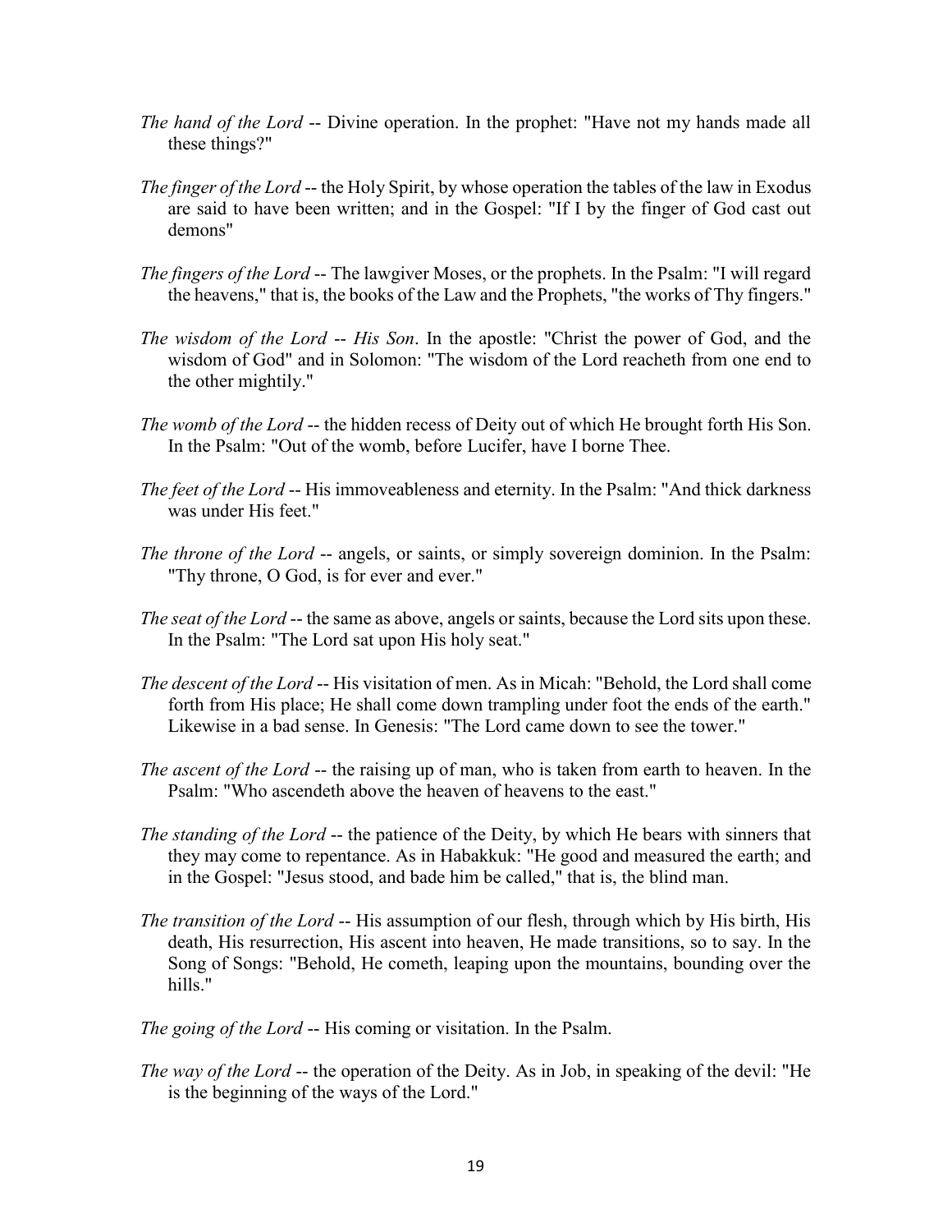*The hand of the Lord* -- Divine operation. In the prophet: "Have not my hands made all these things?"

*The finger of the Lord* -- the Holy Spirit, by whose operation the tables of the law in Exodus are said to have been written; and in the Gospel: "If I by the finger of God cast out demons"

*The fingers of the Lord* -- The lawgiver Moses, or the prophets. In the Psalm: "I will regard the heavens," that is, the books of the Law and the Prophets, "the works of Thy fingers."

*The wisdom of the Lord* -- *His Son*. In the apostle: "Christ the power of God, and the wisdom of God" and in Solomon: "The wisdom of the Lord reacheth from one end to the other mightily."

*The womb of the Lord* -- the hidden recess of Deity out of which He brought forth His Son. In the Psalm: "Out of the womb, before Lucifer, have I borne Thee.

*The feet of the Lord* -- His immoveableness and eternity. In the Psalm: "And thick darkness was under His feet."

*The throne of the Lord* -- angels, or saints, or simply sovereign dominion. In the Psalm: "Thy throne, O God, is for ever and ever."

*The seat of the Lord* -- the same as above, angels or saints, because the Lord sits upon these. In the Psalm: "The Lord sat upon His holy seat."

*The descent of the Lord* -- His visitation of men. As in Micah: "Behold, the Lord shall come forth from His place; He shall come down trampling under foot the ends of the earth." Likewise in a bad sense. In Genesis: "The Lord came down to see the tower."

*The ascent of the Lord* -- the raising up of man, who is taken from earth to heaven. In the Psalm: "Who ascendeth above the heaven of heavens to the east."

*The standing of the Lord* -- the patience of the Deity, by which He bears with sinners that they may come to repentance. As in Habakkuk: "He good and measured the earth; and in the Gospel: "Jesus stood, and bade him be called," that is, the blind man.

*The transition of the Lord* -- His assumption of our flesh, through which by His birth, His death, His resurrection, His ascent into heaven, He made transitions, so to say. In the Song of Songs: "Behold, He cometh, leaping upon the mountains, bounding over the hills."

*The going of the Lord* -- His coming or visitation. In the Psalm.

*The way of the Lord* -- the operation of the Deity. As in Job, in speaking of the devil: "He is the beginning of the ways of the Lord."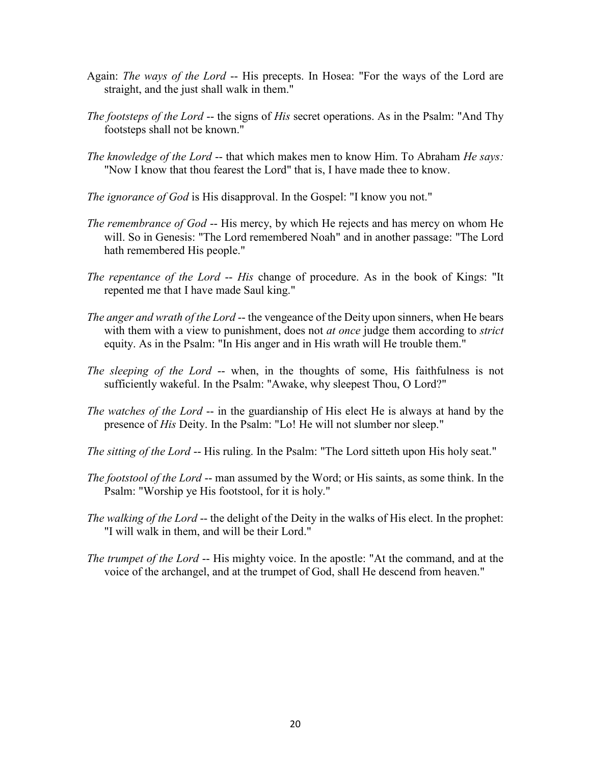Again: *The ways of the Lord* -- His precepts. In Hosea: "For the ways of the Lord are straight, and the just shall walk in them."

*The footsteps of the Lord* -- the signs of *His* secret operations. As in the Psalm: "And Thy footsteps shall not be known."

*The knowledge of the Lord* -- that which makes men to know Him. To Abraham *He says:* "Now I know that thou fearest the Lord" that is, I have made thee to know.

*The ignorance of God* is His disapproval. In the Gospel: "I know you not."

*The remembrance of God* -- His mercy, by which He rejects and has mercy on whom He will. So in Genesis: "The Lord remembered Noah" and in another passage: "The Lord hath remembered His people."

*The repentance of the Lord* -- *His* change of procedure. As in the book of Kings: "It repented me that I have made Saul king."

*The anger and wrath of the Lord* -- the vengeance of the Deity upon sinners, when He bears with them with a view to punishment, does not *at once* judge them according to *strict* equity. As in the Psalm: "In His anger and in His wrath will He trouble them."

*The sleeping of the Lord* -- when, in the thoughts of some, His faithfulness is not sufficiently wakeful. In the Psalm: "Awake, why sleepest Thou, O Lord?"

*The watches of the Lord* -- in the guardianship of His elect He is always at hand by the presence of *His* Deity. In the Psalm: "Lo! He will not slumber nor sleep."

*The sitting of the Lord* -- His ruling. In the Psalm: "The Lord sitteth upon His holy seat."

*The footstool of the Lord* -- man assumed by the Word; or His saints, as some think. In the Psalm: "Worship ye His footstool, for it is holy."

*The walking of the Lord* -- the delight of the Deity in the walks of His elect. In the prophet: "I will walk in them, and will be their Lord."

*The trumpet of the Lord* -- His mighty voice. In the apostle: "At the command, and at the voice of the archangel, and at the trumpet of God, shall He descend from heaven."